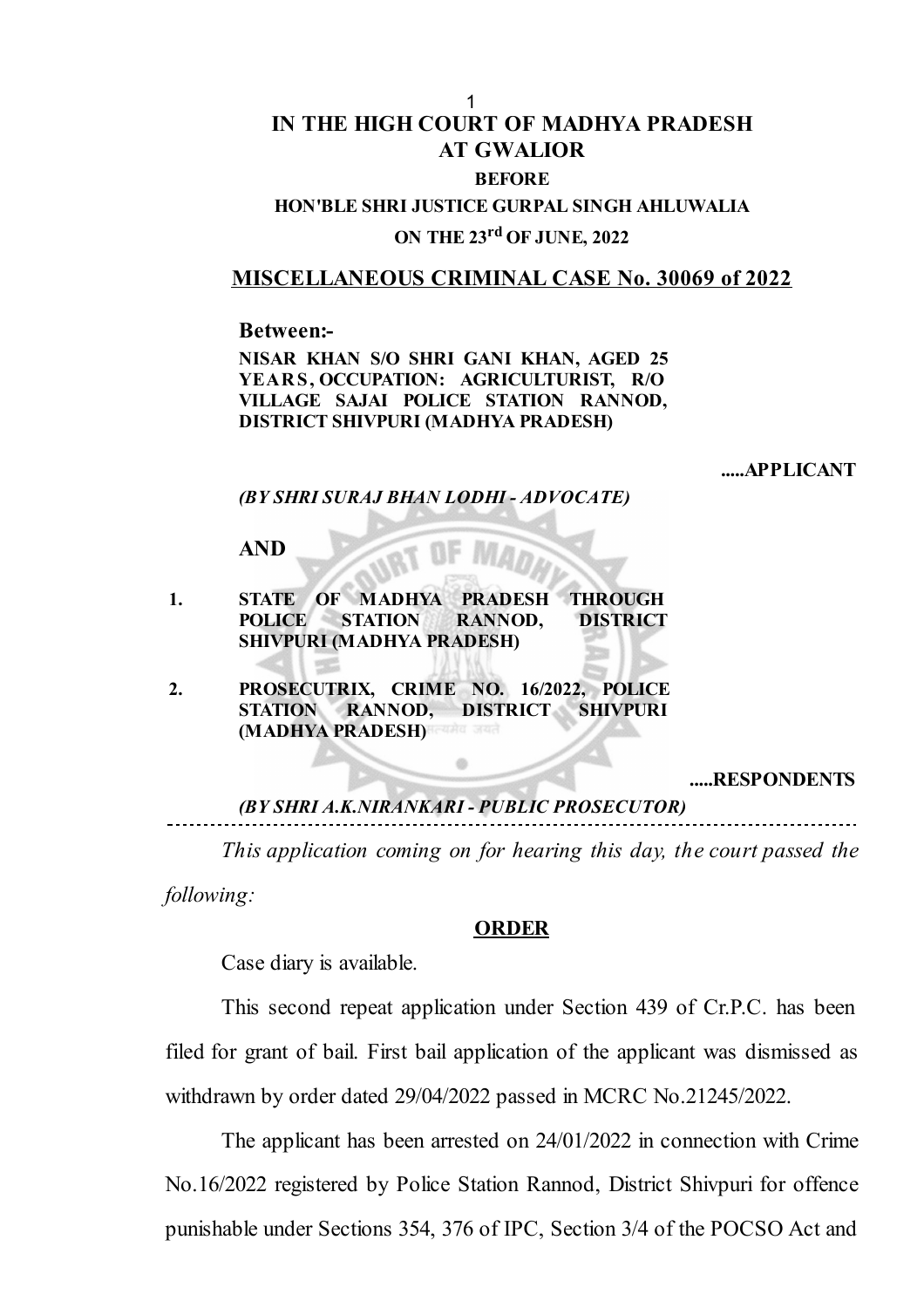# IN THE HIGH COURT OF MADHYA PRADESH AT GWALIOR

**BEFORE**

**HON'BLE SHRI JUSTICE GURPAL SINGH AHLUWALIA**

**ON THE 23rd OF JUNE, 2022**

## MISCELLANEOUS CRIMINAL CASE No. 30069 of 2022

**Between:-**

**NISAR KHAN S/O SHRI GANI KHAN, AGED 25 YEARS, OCCUPATION: AGRICULTURIST, R/O VILLAGE SAJAI POLICE STATION RANNOD, DISTRICT SHIVPURI (MADHYA PRADESH)**

**.....APPLICANT**

***(BY SHRI SURAJ BHAN LODHI - ADVOCATE)***

**AND**

1. **STATE OF MADHYA PRADESH THROUGH POLICE STATION RANNOD, DISTRICT SHIVPURI (MADHYA PRADESH)**
2. **PROSECUTRIX, CRIME NO. 16/2022, POLICE STATION RANNOD, DISTRICT SHIVPURI (MADHYA PRADESH)**

**.....RESPONDENTS**

***(BY SHRI A.K.NIRANKARI - PUBLIC PROSECUTOR)***

---

*This application coming on for hearing this day, the court passed the following:*

**ORDER**

Case diary is available.

This second repeat application under Section 439 of Cr.P.C. has been filed for grant of bail. First bail application of the applicant was dismissed as withdrawn by order dated 29/04/2022 passed in MCRC No.21245/2022.

The applicant has been arrested on 24/01/2022 in connection with Crime No.16/2022 registered by Police Station Rannod, District Shivpuri for offence punishable under Sections 354, 376 of IPC, Section 3/4 of the POCSO Act and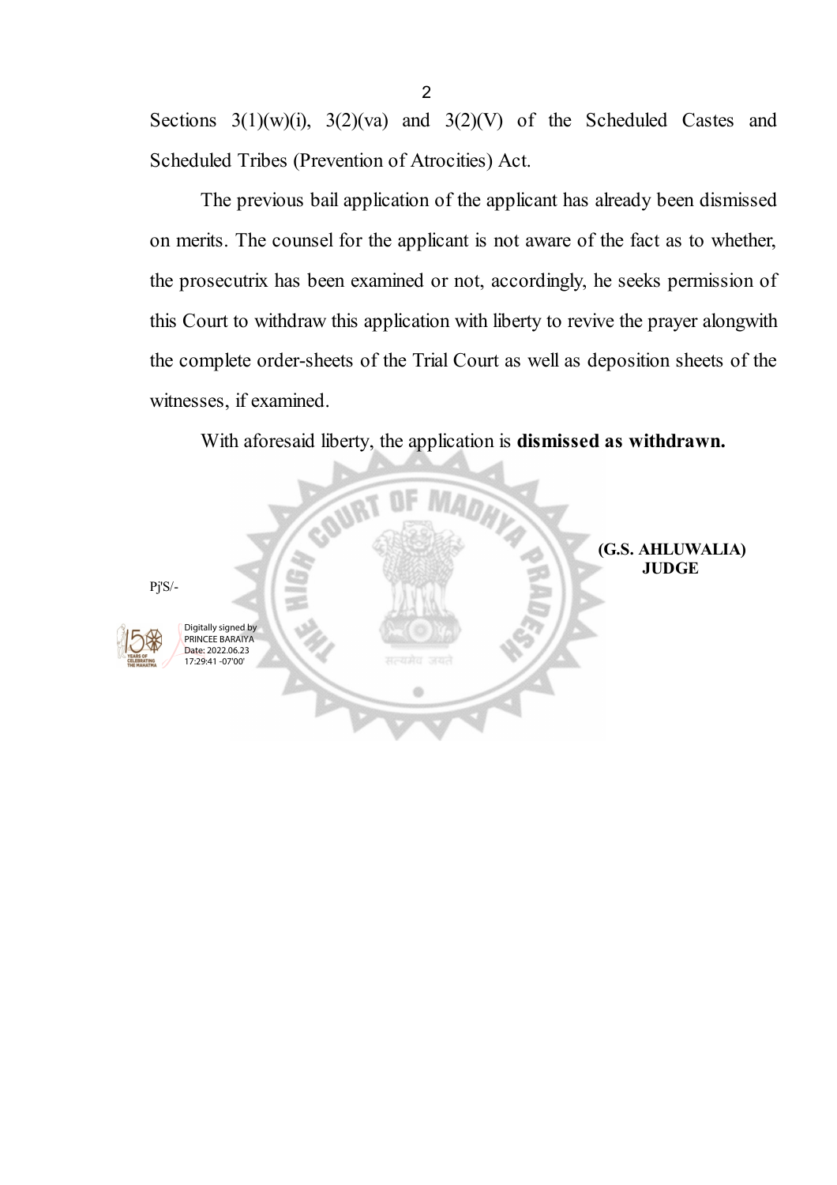Sections 3(1)(w)(i), 3(2)(va) and 3(2)(V) of the Scheduled Castes and Scheduled Tribes (Prevention of Atrocities) Act.

The previous bail application of the applicant has already been dismissed on merits. The counsel for the applicant is not aware of the fact as to whether, the prosecutrix has been examined or not, accordingly, he seeks permission of this Court to withdraw this application with liberty to revive the prayer alongwith the complete order-sheets of the Trial Court as well as deposition sheets of the witnesses, if examined.

With aforesaid liberty, the application is **dismissed as withdrawn.**

**(G.S. AHLUWALIA)**
**JUDGE**

Pj'S/-

Digitally signed by PRINCEE BARAIYA
Date: 2022.06.23 17:29:41 -07'00'